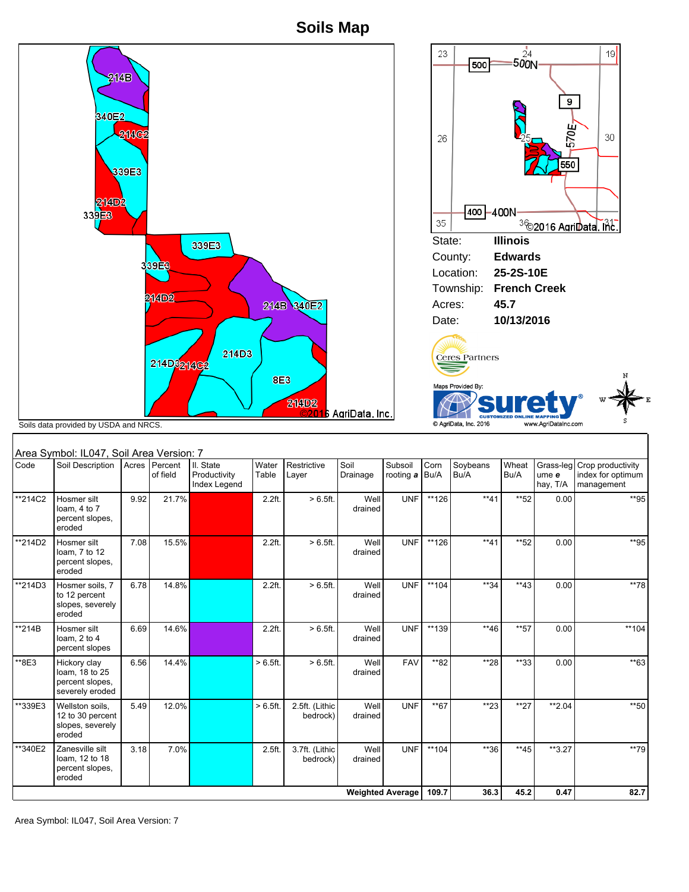# Soils Map

Soils data provided by USDA and NRCS.

| | |
|---|---|
| State: | **Illinois** |
| County: | **Edwards** |
| Location: | **25-2S-10E** |
| Township: | **French Creek** |
| Acres: | **45.7** |
| Date: | **10/13/2016** |

Ceres Partners

Maps Provided By: surety® CUSTOMIZED ONLINE MAPPING

© AgriData, Inc. 2016 www.AgriDataInc.com

Area Symbol: IL047, Soil Area Version: 7

| Code | Soil Description | Acres | Percent of field | Il. State Productivity Index Legend | Water Table | Restrictive Layer | Soil Drainage | Subsoil rooting *a* | Corn Bu/A | Soybeans Bu/A | Wheat Bu/A | Grass-legume *e* hay, T/A | Crop productivity index for optimum management |
|---|---|---|---|---|---|---|---|---|---|---|---|---|---|
| **214C2 | Hosmer silt loam, 4 to 7 percent slopes, eroded | 9.92 | 21.7% | | 2.2ft. | > 6.5ft. | Well drained | UNF | **126 | **41 | **52 | 0.00 | **95 |
| **214D2 | Hosmer silt loam, 7 to 12 percent slopes, eroded | 7.08 | 15.5% | | 2.2ft. | > 6.5ft. | Well drained | UNF | **126 | **41 | **52 | 0.00 | **95 |
| **214D3 | Hosmer soils, 7 to 12 percent slopes, severely eroded | 6.78 | 14.8% | | 2.2ft. | > 6.5ft. | Well drained | UNF | **104 | **34 | **43 | 0.00 | **78 |
| **214B | Hosmer silt loam, 2 to 4 percent slopes | 6.69 | 14.6% | | 2.2ft. | > 6.5ft. | Well drained | UNF | **139 | **46 | **57 | 0.00 | **104 |
| **8E3 | Hickory clay loam, 18 to 25 percent slopes, severely eroded | 6.56 | 14.4% | | > 6.5ft. | > 6.5ft. | Well drained | FAV | **82 | **28 | **33 | 0.00 | **63 |
| **339E3 | Wellston soils, 12 to 30 percent slopes, severely eroded | 5.49 | 12.0% | | > 6.5ft. | 2.5ft. (Lithic bedrock) | Well drained | UNF | **67 | **23 | **27 | **2.04 | **50 |
| **340E2 | Zanesville silt loam, 12 to 18 percent slopes, eroded | 3.18 | 7.0% | | 2.5ft. | 3.7ft. (Lithic bedrock) | Well drained | UNF | **104 | **36 | **45 | **3.27 | **79 |
| | | | | | | | **Weighted Average** | | **109.7** | **36.3** | **45.2** | **0.47** | **82.7** |

Area Symbol: IL047, Soil Area Version: 7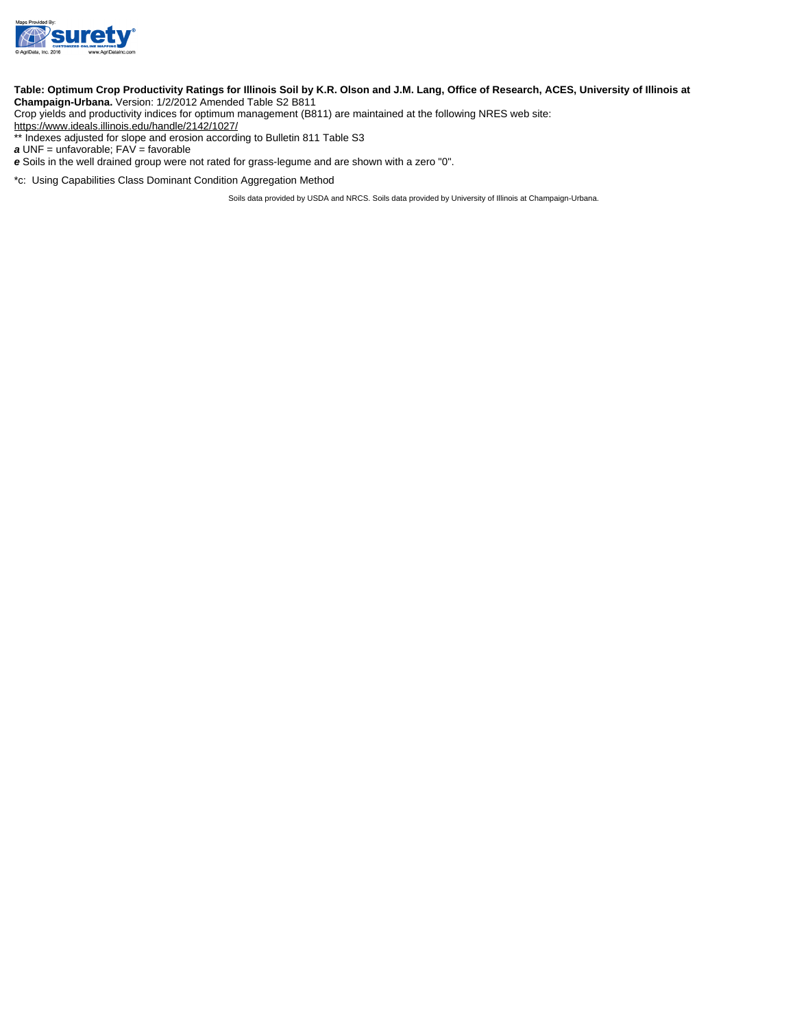**Table: Optimum Crop Productivity Ratings for Illinois Soil by K.R. Olson and J.M. Lang, Office of Research, ACES, University of Illinois at Champaign-Urbana.** Version: 1/2/2012 Amended Table S2 B811

Crop yields and productivity indices for optimum management (B811) are maintained at the following NRES web site:

https://www.ideals.illinois.edu/handle/2142/1027/

** Indexes adjusted for slope and erosion according to Bulletin 811 Table S3

***a*** UNF = unfavorable; FAV = favorable

***e*** Soils in the well drained group were not rated for grass-legume and are shown with a zero "0".

*c: Using Capabilities Class Dominant Condition Aggregation Method

Soils data provided by USDA and NRCS. Soils data provided by University of Illinois at Champaign-Urbana.